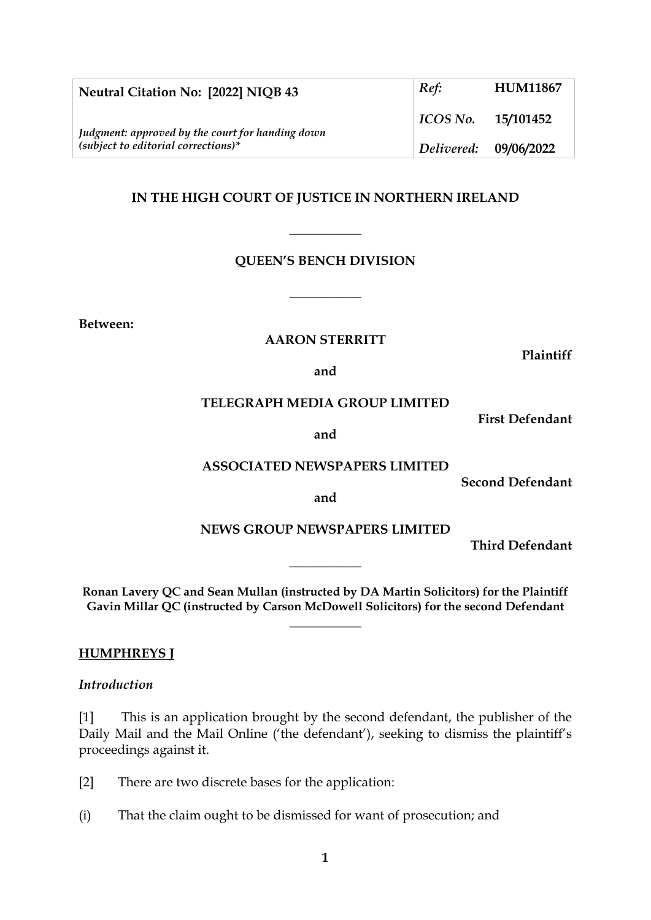| Neutral Citation No: [2022] NIQB 43 | *Ref:* | **HUM11867** |
| --- | --- | --- |
| | *ICOS No.* | **15/101452** |
| *Judgment: approved by the court for handing down (subject to editorial corrections)\** | *Delivered:* | **09/06/2022** |

**IN THE HIGH COURT OF JUSTICE IN NORTHERN IRELAND**

\_\_\_\_\_\_\_\_\_\_

**QUEEN'S BENCH DIVISION**

\_\_\_\_\_\_\_\_\_\_

**Between:**

**AARON STERRITT**

**Plaintiff**

**and**

**TELEGRAPH MEDIA GROUP LIMITED**

**First Defendant**

**and**

**ASSOCIATED NEWSPAPERS LIMITED**

**Second Defendant**

**and**

**NEWS GROUP NEWSPAPERS LIMITED**

**Third Defendant**

\_\_\_\_\_\_\_\_\_\_

**Ronan Lavery QC and Sean Mullan (instructed by DA Martin Solicitors) for the Plaintiff**
**Gavin Millar QC (instructed by Carson McDowell Solicitors) for the second Defendant**

\_\_\_\_\_\_\_\_\_\_

**HUMPHREYS J**

*Introduction*

[1] This is an application brought by the second defendant, the publisher of the Daily Mail and the Mail Online ('the defendant'), seeking to dismiss the plaintiff's proceedings against it.

[2] There are two discrete bases for the application:

(i) That the claim ought to be dismissed for want of prosecution; and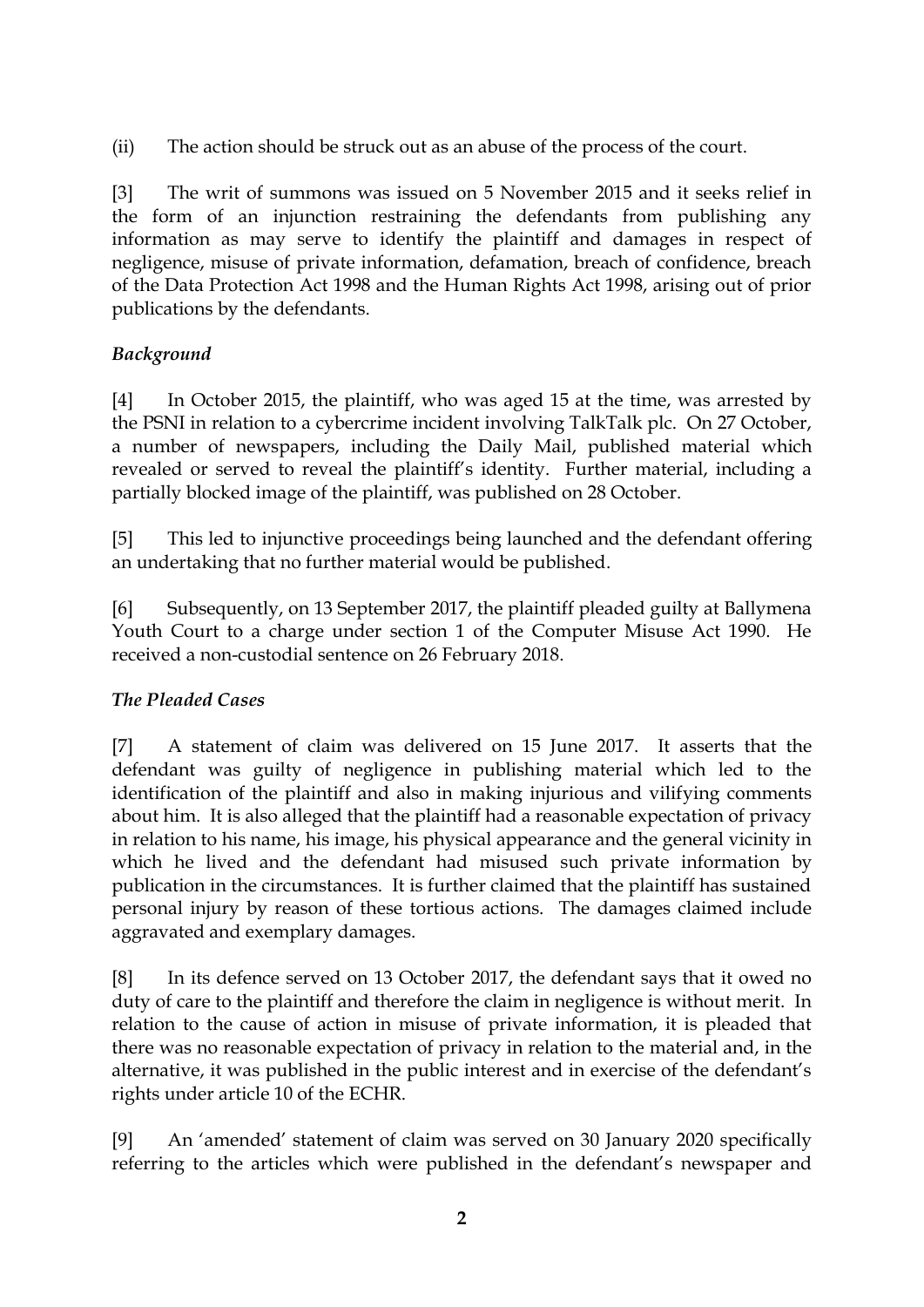(ii) The action should be struck out as an abuse of the process of the court.

[3] The writ of summons was issued on 5 November 2015 and it seeks relief in the form of an injunction restraining the defendants from publishing any information as may serve to identify the plaintiff and damages in respect of negligence, misuse of private information, defamation, breach of confidence, breach of the Data Protection Act 1998 and the Human Rights Act 1998, arising out of prior publications by the defendants.

### *Background*

[4] In October 2015, the plaintiff, who was aged 15 at the time, was arrested by the PSNI in relation to a cybercrime incident involving TalkTalk plc. On 27 October, a number of newspapers, including the Daily Mail, published material which revealed or served to reveal the plaintiff's identity. Further material, including a partially blocked image of the plaintiff, was published on 28 October.

[5] This led to injunctive proceedings being launched and the defendant offering an undertaking that no further material would be published.

[6] Subsequently, on 13 September 2017, the plaintiff pleaded guilty at Ballymena Youth Court to a charge under section 1 of the Computer Misuse Act 1990. He received a non-custodial sentence on 26 February 2018.

### *The Pleaded Cases*

[7] A statement of claim was delivered on 15 June 2017. It asserts that the defendant was guilty of negligence in publishing material which led to the identification of the plaintiff and also in making injurious and vilifying comments about him. It is also alleged that the plaintiff had a reasonable expectation of privacy in relation to his name, his image, his physical appearance and the general vicinity in which he lived and the defendant had misused such private information by publication in the circumstances. It is further claimed that the plaintiff has sustained personal injury by reason of these tortious actions. The damages claimed include aggravated and exemplary damages.

[8] In its defence served on 13 October 2017, the defendant says that it owed no duty of care to the plaintiff and therefore the claim in negligence is without merit. In relation to the cause of action in misuse of private information, it is pleaded that there was no reasonable expectation of privacy in relation to the material and, in the alternative, it was published in the public interest and in exercise of the defendant's rights under article 10 of the ECHR.

[9] An 'amended' statement of claim was served on 30 January 2020 specifically referring to the articles which were published in the defendant's newspaper and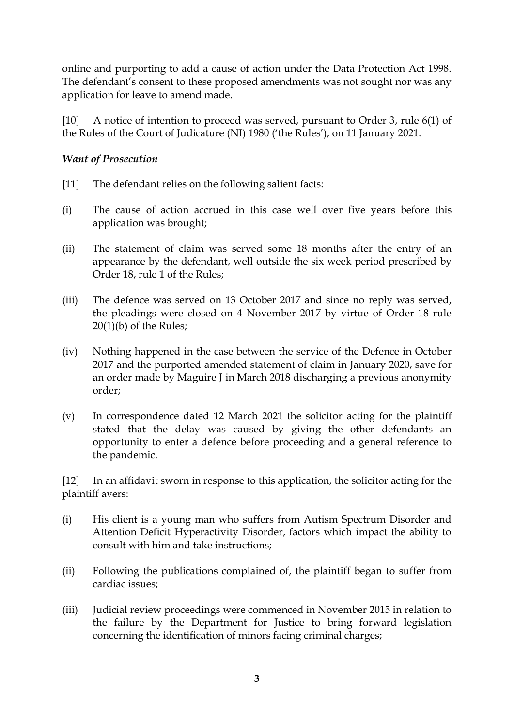online and purporting to add a cause of action under the Data Protection Act 1998. The defendant's consent to these proposed amendments was not sought nor was any application for leave to amend made.

[10] A notice of intention to proceed was served, pursuant to Order 3, rule 6(1) of the Rules of the Court of Judicature (NI) 1980 ('the Rules'), on 11 January 2021.

*Want of Prosecution*

[11] The defendant relies on the following salient facts:

(i) The cause of action accrued in this case well over five years before this application was brought;

(ii) The statement of claim was served some 18 months after the entry of an appearance by the defendant, well outside the six week period prescribed by Order 18, rule 1 of the Rules;

(iii) The defence was served on 13 October 2017 and since no reply was served, the pleadings were closed on 4 November 2017 by virtue of Order 18 rule 20(1)(b) of the Rules;

(iv) Nothing happened in the case between the service of the Defence in October 2017 and the purported amended statement of claim in January 2020, save for an order made by Maguire J in March 2018 discharging a previous anonymity order;

(v) In correspondence dated 12 March 2021 the solicitor acting for the plaintiff stated that the delay was caused by giving the other defendants an opportunity to enter a defence before proceeding and a general reference to the pandemic.

[12] In an affidavit sworn in response to this application, the solicitor acting for the plaintiff avers:

(i) His client is a young man who suffers from Autism Spectrum Disorder and Attention Deficit Hyperactivity Disorder, factors which impact the ability to consult with him and take instructions;

(ii) Following the publications complained of, the plaintiff began to suffer from cardiac issues;

(iii) Judicial review proceedings were commenced in November 2015 in relation to the failure by the Department for Justice to bring forward legislation concerning the identification of minors facing criminal charges;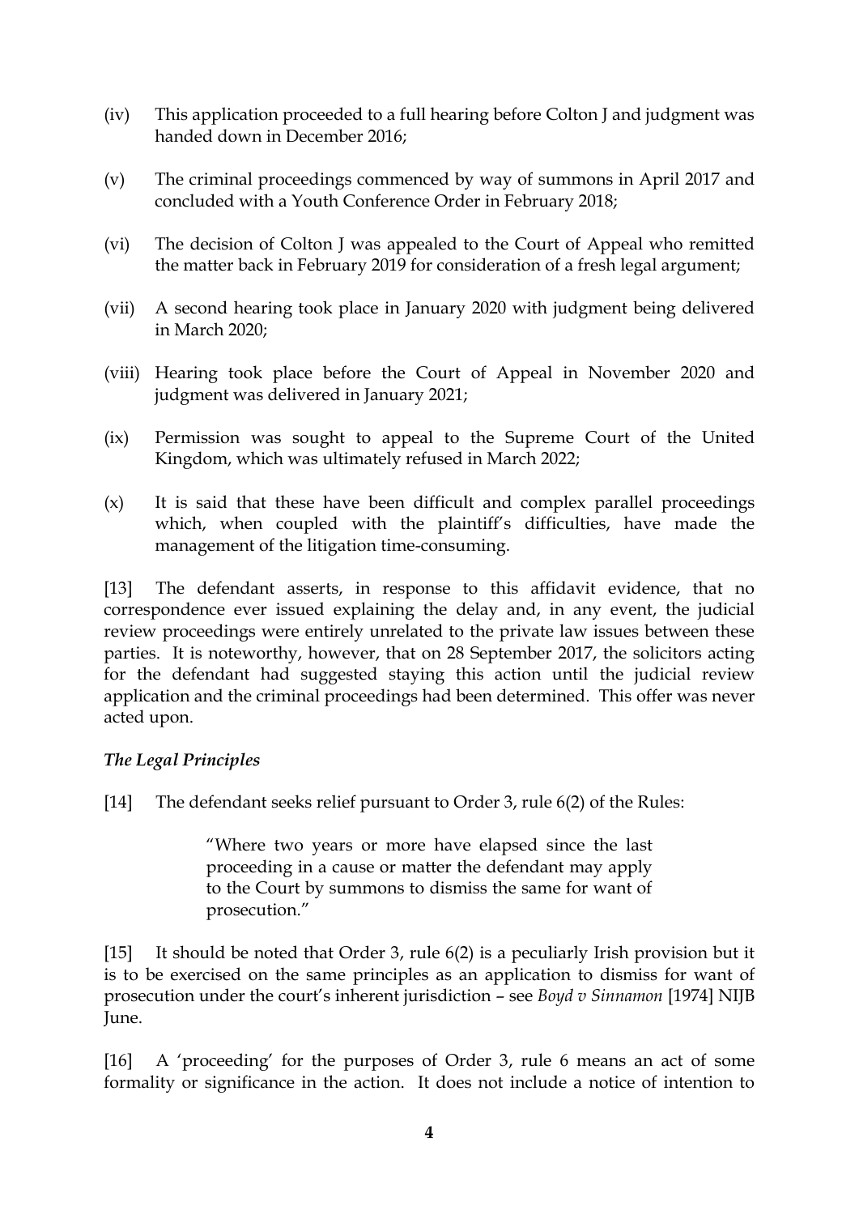(iv) This application proceeded to a full hearing before Colton J and judgment was handed down in December 2016;

(v) The criminal proceedings commenced by way of summons in April 2017 and concluded with a Youth Conference Order in February 2018;

(vi) The decision of Colton J was appealed to the Court of Appeal who remitted the matter back in February 2019 for consideration of a fresh legal argument;

(vii) A second hearing took place in January 2020 with judgment being delivered in March 2020;

(viii) Hearing took place before the Court of Appeal in November 2020 and judgment was delivered in January 2021;

(ix) Permission was sought to appeal to the Supreme Court of the United Kingdom, which was ultimately refused in March 2022;

(x) It is said that these have been difficult and complex parallel proceedings which, when coupled with the plaintiff's difficulties, have made the management of the litigation time-consuming.

[13] The defendant asserts, in response to this affidavit evidence, that no correspondence ever issued explaining the delay and, in any event, the judicial review proceedings were entirely unrelated to the private law issues between these parties. It is noteworthy, however, that on 28 September 2017, the solicitors acting for the defendant had suggested staying this action until the judicial review application and the criminal proceedings had been determined. This offer was never acted upon.

***The Legal Principles***

[14] The defendant seeks relief pursuant to Order 3, rule 6(2) of the Rules:

> "Where two years or more have elapsed since the last proceeding in a cause or matter the defendant may apply to the Court by summons to dismiss the same for want of prosecution."

[15] It should be noted that Order 3, rule 6(2) is a peculiarly Irish provision but it is to be exercised on the same principles as an application to dismiss for want of prosecution under the court's inherent jurisdiction – see *Boyd v Sinnamon* [1974] NIJB June.

[16] A 'proceeding' for the purposes of Order 3, rule 6 means an act of some formality or significance in the action. It does not include a notice of intention to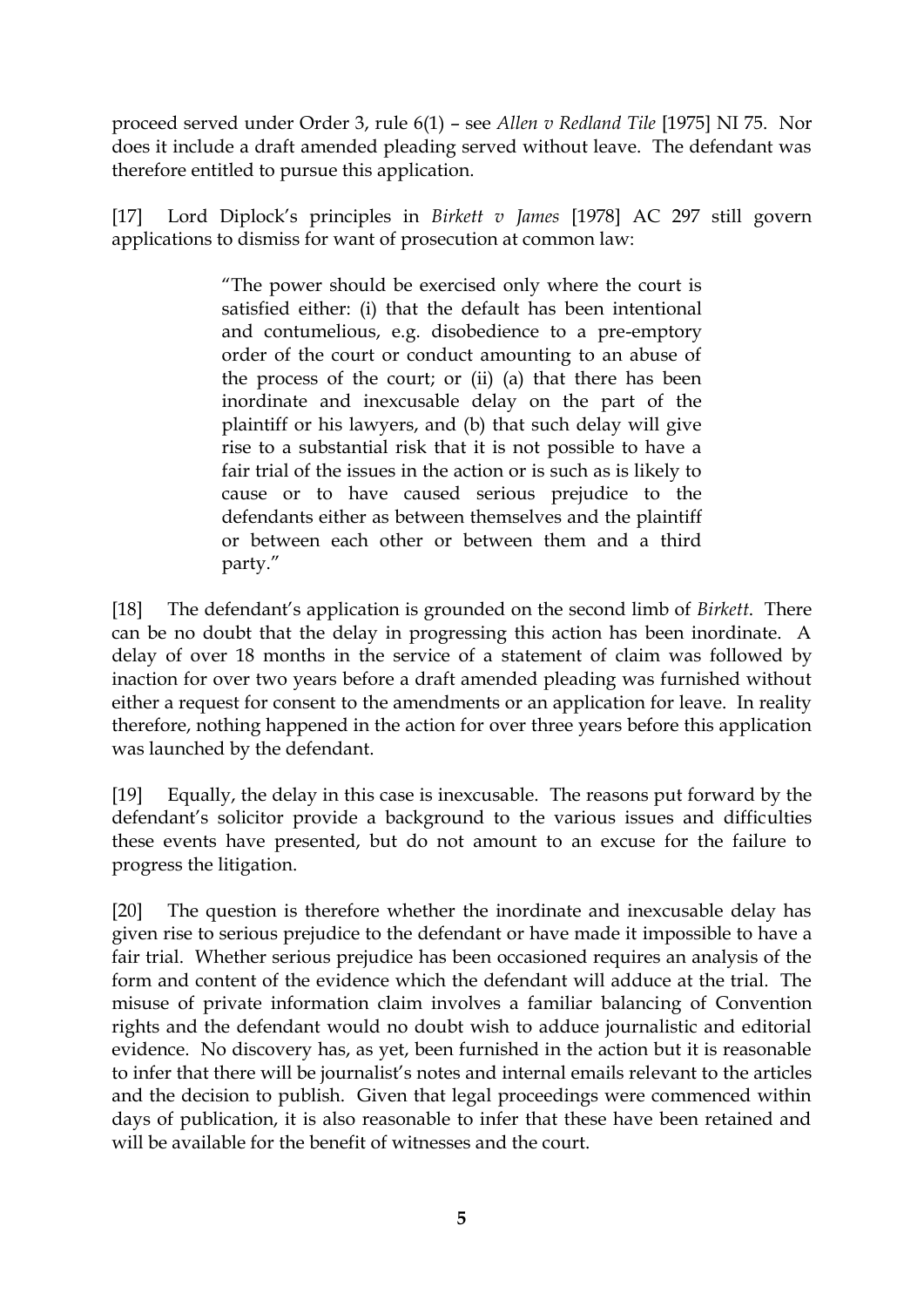proceed served under Order 3, rule 6(1) – see *Allen v Redland Tile* [1975] NI 75. Nor does it include a draft amended pleading served without leave. The defendant was therefore entitled to pursue this application.

[17] Lord Diplock's principles in *Birkett v James* [1978] AC 297 still govern applications to dismiss for want of prosecution at common law:

> "The power should be exercised only where the court is satisfied either: (i) that the default has been intentional and contumelious, e.g. disobedience to a pre-emptory order of the court or conduct amounting to an abuse of the process of the court; or (ii) (a) that there has been inordinate and inexcusable delay on the part of the plaintiff or his lawyers, and (b) that such delay will give rise to a substantial risk that it is not possible to have a fair trial of the issues in the action or is such as is likely to cause or to have caused serious prejudice to the defendants either as between themselves and the plaintiff or between each other or between them and a third party."

[18] The defendant's application is grounded on the second limb of *Birkett*. There can be no doubt that the delay in progressing this action has been inordinate. A delay of over 18 months in the service of a statement of claim was followed by inaction for over two years before a draft amended pleading was furnished without either a request for consent to the amendments or an application for leave. In reality therefore, nothing happened in the action for over three years before this application was launched by the defendant.

[19] Equally, the delay in this case is inexcusable. The reasons put forward by the defendant's solicitor provide a background to the various issues and difficulties these events have presented, but do not amount to an excuse for the failure to progress the litigation.

[20] The question is therefore whether the inordinate and inexcusable delay has given rise to serious prejudice to the defendant or have made it impossible to have a fair trial. Whether serious prejudice has been occasioned requires an analysis of the form and content of the evidence which the defendant will adduce at the trial. The misuse of private information claim involves a familiar balancing of Convention rights and the defendant would no doubt wish to adduce journalistic and editorial evidence. No discovery has, as yet, been furnished in the action but it is reasonable to infer that there will be journalist's notes and internal emails relevant to the articles and the decision to publish. Given that legal proceedings were commenced within days of publication, it is also reasonable to infer that these have been retained and will be available for the benefit of witnesses and the court.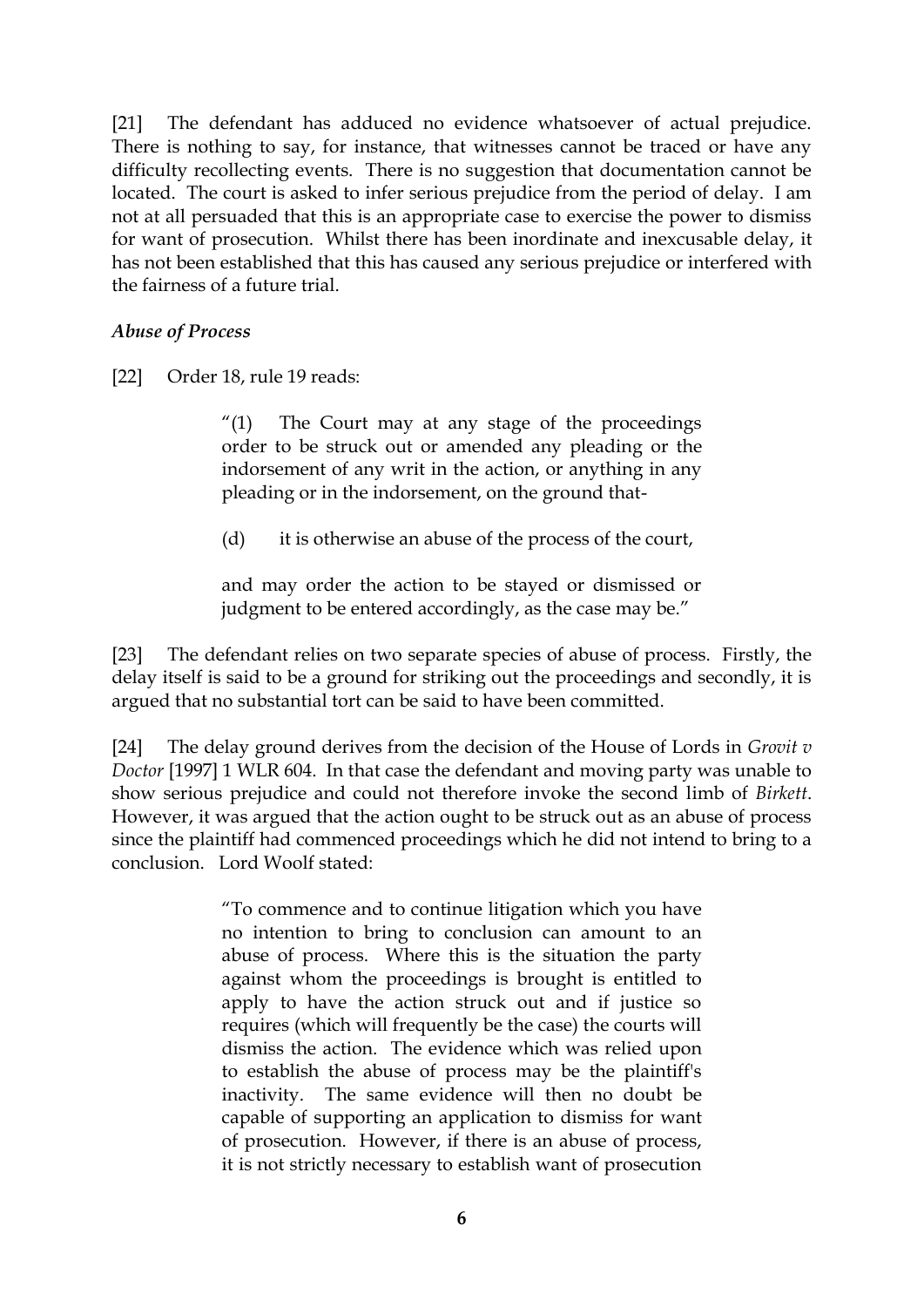[21] The defendant has adduced no evidence whatsoever of actual prejudice. There is nothing to say, for instance, that witnesses cannot be traced or have any difficulty recollecting events. There is no suggestion that documentation cannot be located. The court is asked to infer serious prejudice from the period of delay. I am not at all persuaded that this is an appropriate case to exercise the power to dismiss for want of prosecution. Whilst there has been inordinate and inexcusable delay, it has not been established that this has caused any serious prejudice or interfered with the fairness of a future trial.

*Abuse of Process*

[22] Order 18, rule 19 reads:

> "(1) The Court may at any stage of the proceedings order to be struck out or amended any pleading or the indorsement of any writ in the action, or anything in any pleading or in the indorsement, on the ground that-
>
> (d) it is otherwise an abuse of the process of the court,
>
> and may order the action to be stayed or dismissed or judgment to be entered accordingly, as the case may be."

[23] The defendant relies on two separate species of abuse of process. Firstly, the delay itself is said to be a ground for striking out the proceedings and secondly, it is argued that no substantial tort can be said to have been committed.

[24] The delay ground derives from the decision of the House of Lords in *Grovit v Doctor* [1997] 1 WLR 604. In that case the defendant and moving party was unable to show serious prejudice and could not therefore invoke the second limb of *Birkett*. However, it was argued that the action ought to be struck out as an abuse of process since the plaintiff had commenced proceedings which he did not intend to bring to a conclusion. Lord Woolf stated:

> "To commence and to continue litigation which you have no intention to bring to conclusion can amount to an abuse of process. Where this is the situation the party against whom the proceedings is brought is entitled to apply to have the action struck out and if justice so requires (which will frequently be the case) the courts will dismiss the action. The evidence which was relied upon to establish the abuse of process may be the plaintiff's inactivity. The same evidence will then no doubt be capable of supporting an application to dismiss for want of prosecution. However, if there is an abuse of process, it is not strictly necessary to establish want of prosecution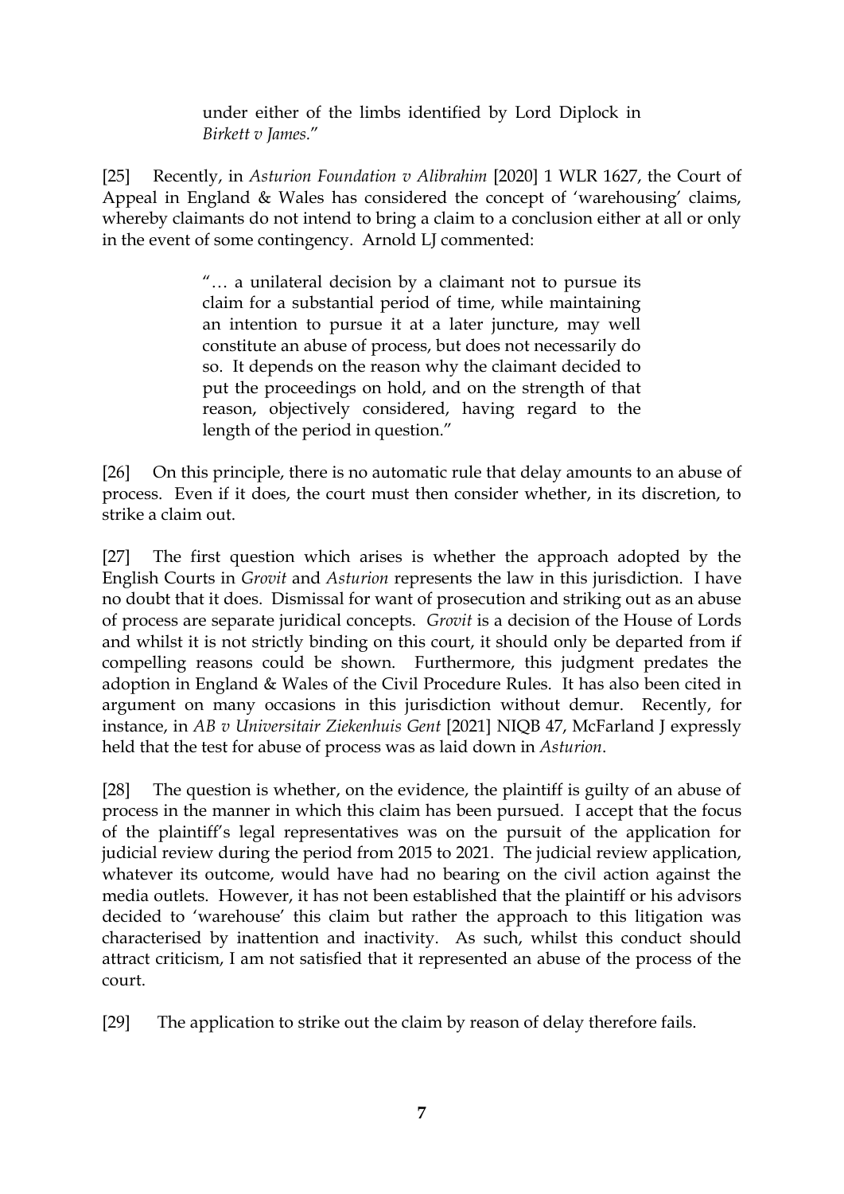> under either of the limbs identified by Lord Diplock in *Birkett v James.*"

[25] Recently, in *Asturion Foundation v Alibrahim* [2020] 1 WLR 1627, the Court of Appeal in England & Wales has considered the concept of 'warehousing' claims, whereby claimants do not intend to bring a claim to a conclusion either at all or only in the event of some contingency. Arnold LJ commented:

> "… a unilateral decision by a claimant not to pursue its claim for a substantial period of time, while maintaining an intention to pursue it at a later juncture, may well constitute an abuse of process, but does not necessarily do so. It depends on the reason why the claimant decided to put the proceedings on hold, and on the strength of that reason, objectively considered, having regard to the length of the period in question."

[26] On this principle, there is no automatic rule that delay amounts to an abuse of process. Even if it does, the court must then consider whether, in its discretion, to strike a claim out.

[27] The first question which arises is whether the approach adopted by the English Courts in *Grovit* and *Asturion* represents the law in this jurisdiction. I have no doubt that it does. Dismissal for want of prosecution and striking out as an abuse of process are separate juridical concepts. *Grovit* is a decision of the House of Lords and whilst it is not strictly binding on this court, it should only be departed from if compelling reasons could be shown. Furthermore, this judgment predates the adoption in England & Wales of the Civil Procedure Rules. It has also been cited in argument on many occasions in this jurisdiction without demur. Recently, for instance, in *AB v Universitair Ziekenhuis Gent* [2021] NIQB 47, McFarland J expressly held that the test for abuse of process was as laid down in *Asturion*.

[28] The question is whether, on the evidence, the plaintiff is guilty of an abuse of process in the manner in which this claim has been pursued. I accept that the focus of the plaintiff's legal representatives was on the pursuit of the application for judicial review during the period from 2015 to 2021. The judicial review application, whatever its outcome, would have had no bearing on the civil action against the media outlets. However, it has not been established that the plaintiff or his advisors decided to 'warehouse' this claim but rather the approach to this litigation was characterised by inattention and inactivity. As such, whilst this conduct should attract criticism, I am not satisfied that it represented an abuse of the process of the court.

[29] The application to strike out the claim by reason of delay therefore fails.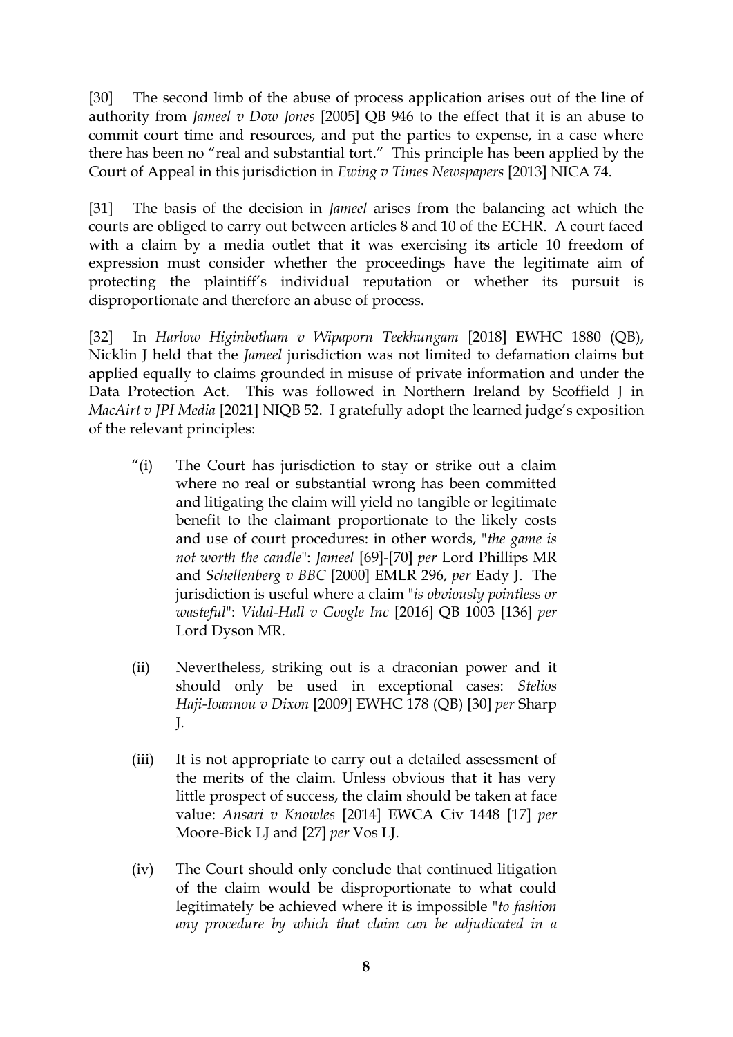[30] The second limb of the abuse of process application arises out of the line of authority from *Jameel v Dow Jones* [2005] QB 946 to the effect that it is an abuse to commit court time and resources, and put the parties to expense, in a case where there has been no "real and substantial tort." This principle has been applied by the Court of Appeal in this jurisdiction in *Ewing v Times Newspapers* [2013] NICA 74.

[31] The basis of the decision in *Jameel* arises from the balancing act which the courts are obliged to carry out between articles 8 and 10 of the ECHR. A court faced with a claim by a media outlet that it was exercising its article 10 freedom of expression must consider whether the proceedings have the legitimate aim of protecting the plaintiff's individual reputation or whether its pursuit is disproportionate and therefore an abuse of process.

[32] In *Harlow Higinbotham v Wipaporn Teekhungam* [2018] EWHC 1880 (QB), Nicklin J held that the *Jameel* jurisdiction was not limited to defamation claims but applied equally to claims grounded in misuse of private information and under the Data Protection Act. This was followed in Northern Ireland by Scoffield J in *MacAirt v JPI Media* [2021] NIQB 52. I gratefully adopt the learned judge's exposition of the relevant principles:

> "(i) The Court has jurisdiction to stay or strike out a claim where no real or substantial wrong has been committed and litigating the claim will yield no tangible or legitimate benefit to the claimant proportionate to the likely costs and use of court procedures: in other words, "*the game is not worth the candle*": *Jameel* [69]-[70] *per* Lord Phillips MR and *Schellenberg v BBC* [2000] EMLR 296, *per* Eady J. The jurisdiction is useful where a claim "*is obviously pointless or wasteful*": *Vidal-Hall v Google Inc* [2016] QB 1003 [136] *per* Lord Dyson MR.
>
> (ii) Nevertheless, striking out is a draconian power and it should only be used in exceptional cases: *Stelios Haji-Ioannou v Dixon* [2009] EWHC 178 (QB) [30] *per* Sharp J.
>
> (iii) It is not appropriate to carry out a detailed assessment of the merits of the claim. Unless obvious that it has very little prospect of success, the claim should be taken at face value: *Ansari v Knowles* [2014] EWCA Civ 1448 [17] *per* Moore-Bick LJ and [27] *per* Vos LJ.
>
> (iv) The Court should only conclude that continued litigation of the claim would be disproportionate to what could legitimately be achieved where it is impossible "*to fashion any procedure by which that claim can be adjudicated in a*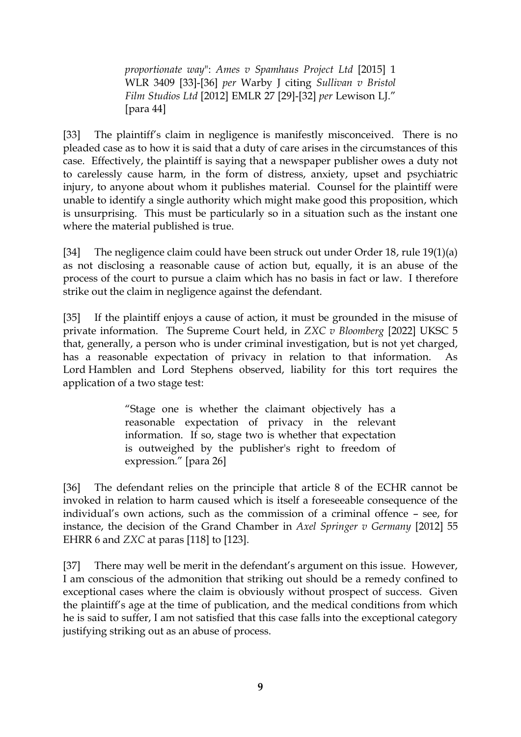> *proportionate way*": *Ames v Spamhaus Project Ltd* [2015] 1 WLR 3409 [33]-[36] *per* Warby J citing *Sullivan v Bristol Film Studios Ltd* [2012] EMLR 27 [29]-[32] *per* Lewison LJ." [para 44]

[33] The plaintiff's claim in negligence is manifestly misconceived. There is no pleaded case as to how it is said that a duty of care arises in the circumstances of this case. Effectively, the plaintiff is saying that a newspaper publisher owes a duty not to carelessly cause harm, in the form of distress, anxiety, upset and psychiatric injury, to anyone about whom it publishes material. Counsel for the plaintiff were unable to identify a single authority which might make good this proposition, which is unsurprising. This must be particularly so in a situation such as the instant one where the material published is true.

[34] The negligence claim could have been struck out under Order 18, rule 19(1)(a) as not disclosing a reasonable cause of action but, equally, it is an abuse of the process of the court to pursue a claim which has no basis in fact or law. I therefore strike out the claim in negligence against the defendant.

[35] If the plaintiff enjoys a cause of action, it must be grounded in the misuse of private information. The Supreme Court held, in *ZXC v Bloomberg* [2022] UKSC 5 that, generally, a person who is under criminal investigation, but is not yet charged, has a reasonable expectation of privacy in relation to that information. As Lord Hamblen and Lord Stephens observed, liability for this tort requires the application of a two stage test:

> "Stage one is whether the claimant objectively has a reasonable expectation of privacy in the relevant information. If so, stage two is whether that expectation is outweighed by the publisher's right to freedom of expression." [para 26]

[36] The defendant relies on the principle that article 8 of the ECHR cannot be invoked in relation to harm caused which is itself a foreseeable consequence of the individual's own actions, such as the commission of a criminal offence – see, for instance, the decision of the Grand Chamber in *Axel Springer v Germany* [2012] 55 EHRR 6 and *ZXC* at paras [118] to [123].

[37] There may well be merit in the defendant's argument on this issue. However, I am conscious of the admonition that striking out should be a remedy confined to exceptional cases where the claim is obviously without prospect of success. Given the plaintiff's age at the time of publication, and the medical conditions from which he is said to suffer, I am not satisfied that this case falls into the exceptional category justifying striking out as an abuse of process.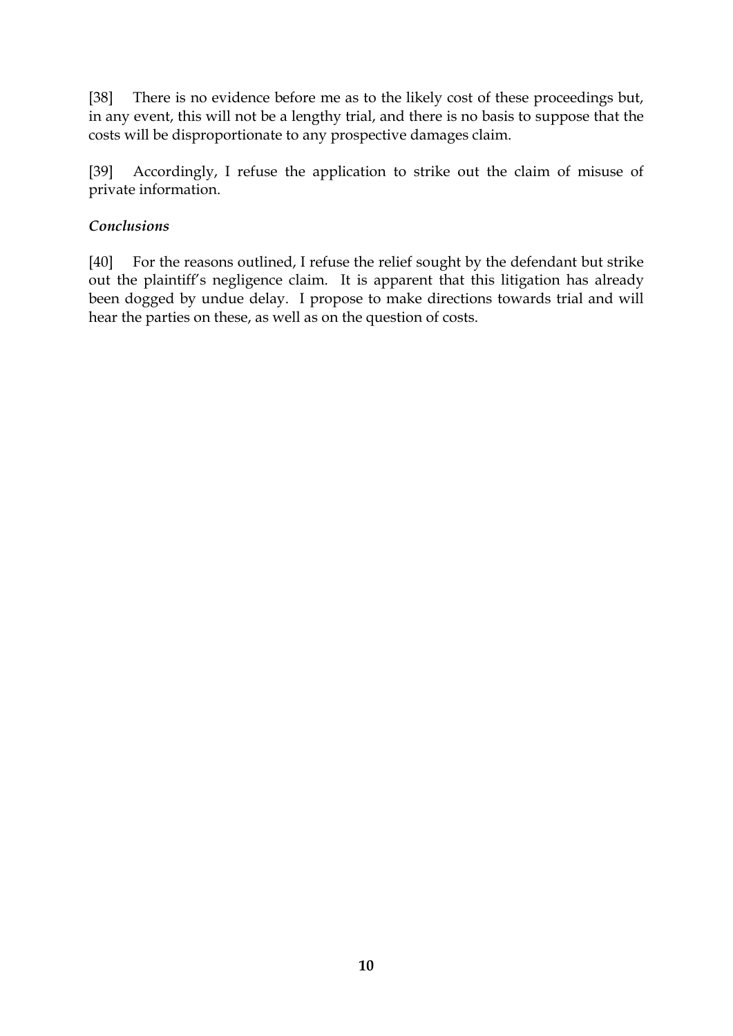[38] There is no evidence before me as to the likely cost of these proceedings but, in any event, this will not be a lengthy trial, and there is no basis to suppose that the costs will be disproportionate to any prospective damages claim.

[39] Accordingly, I refuse the application to strike out the claim of misuse of private information.

*Conclusions*

[40] For the reasons outlined, I refuse the relief sought by the defendant but strike out the plaintiff's negligence claim. It is apparent that this litigation has already been dogged by undue delay. I propose to make directions towards trial and will hear the parties on these, as well as on the question of costs.